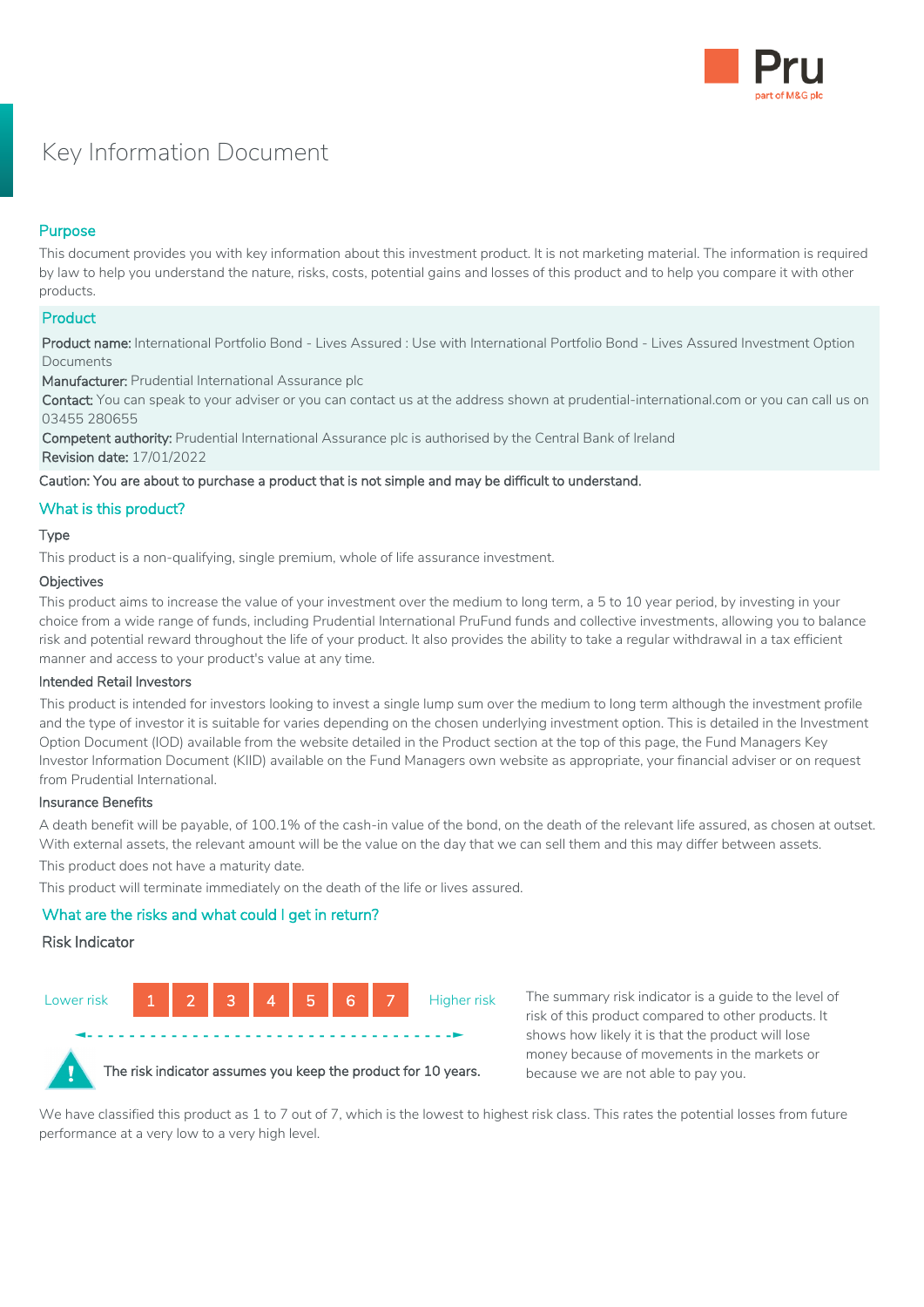# Key Information Document

## Purpose

This document provides you with key information about this investment product. It is not marketing material. The information is required by law to help you understand the nature, risks, costs, potential gains and losses of this product and to help you compare it with other products.

## Product

**Product name:** International Portfolio Bond - Lives Assured : Use with International Portfolio Bond - Lives Assured Investment Option Documents

**Manufacturer:** Prudential International Assurance plc

**Contact:** You can speak to your adviser or you can contact us at the address shown at prudential-international.com or you can call us on 03455 280655

**Competent authority:** Prudential International Assurance plc is authorised by the Central Bank of Ireland

**Revision date:** 17/01/2022

**Caution: You are about to purchase a product that is not simple and may be difficult to understand.**

## What is this product?

### Type

This product is a non-qualifying, single premium, whole of life assurance investment.

### Objectives

This product aims to increase the value of your investment over the medium to long term, a 5 to 10 year period, by investing in your choice from a wide range of funds, including Prudential International PruFund funds and collective investments, allowing you to balance risk and potential reward throughout the life of your product. It also provides the ability to take a regular withdrawal in a tax efficient manner and access to your product's value at any time.

### Intended Retail Investors

This product is intended for investors looking to invest a single lump sum over the medium to long term although the investment profile and the type of investor it is suitable for varies depending on the chosen underlying investment option. This is detailed in the Investment Option Document (IOD) available from the website detailed in the Product section at the top of this page, the Fund Managers Key Investor Information Document (KIID) available on the Fund Managers own website as appropriate, your financial adviser or on request from Prudential International.

### Insurance Benefits

A death benefit will be payable, of 100.1% of the cash-in value of the bond, on the death of the relevant life assured, as chosen at outset. With external assets, the relevant amount will be the value on the day that we can sell them and this may differ between assets.

This product does not have a maturity date.

This product will terminate immediately on the death of the life or lives assured.

## What are the risks and what could I get in return?

### Risk Indicator

Lower risk | 1 | 2 | 3 | 4 | 5 | 6 | 7 | Higher risk

**The risk indicator assumes you keep the product for 10 years.**

The summary risk indicator is a guide to the level of risk of this product compared to other products. It shows how likely it is that the product will lose money because of movements in the markets or because we are not able to pay you.

We have classified this product as 1 to 7 out of 7, which is the lowest to highest risk class. This rates the potential losses from future performance at a very low to a very high level.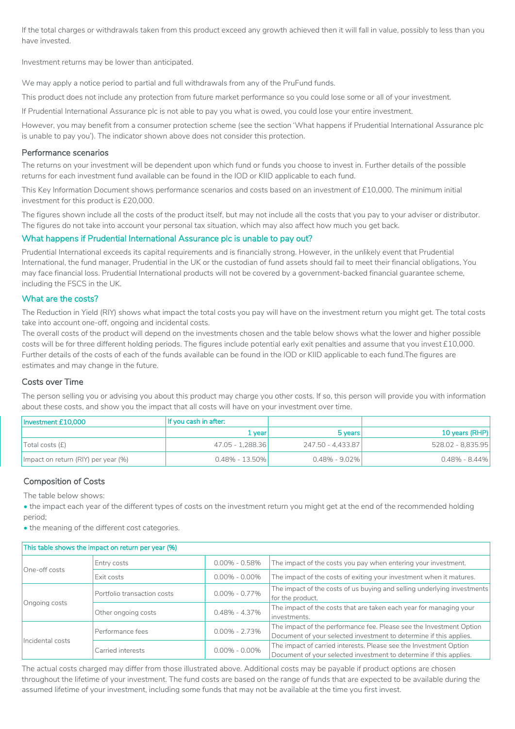If the total charges or withdrawals taken from this product exceed any growth achieved then it will fall in value, possibly to less than you have invested.

Investment returns may be lower than anticipated.

We may apply a notice period to partial and full withdrawals from any of the PruFund funds.

This product does not include any protection from future market performance so you could lose some or all of your investment.

If Prudential International Assurance plc is not able to pay you what is owed, you could lose your entire investment.

However, you may benefit from a consumer protection scheme (see the section 'What happens if Prudential International Assurance plc is unable to pay you'). The indicator shown above does not consider this protection.

### Performance scenarios

The returns on your investment will be dependent upon which fund or funds you choose to invest in. Further details of the possible returns for each investment fund available can be found in the IOD or KIID applicable to each fund.

This Key Information Document shows performance scenarios and costs based on an investment of £10,000. The minimum initial investment for this product is £20,000.

The figures shown include all the costs of the product itself, but may not include all the costs that you pay to your adviser or distributor. The figures do not take into account your personal tax situation, which may also affect how much you get back.

## What happens if Prudential International Assurance plc is unable to pay out?

Prudential International exceeds its capital requirements and is financially strong. However, in the unlikely event that Prudential International, the fund manager, Prudential in the UK or the custodian of fund assets should fail to meet their financial obligations, You may face financial loss. Prudential International products will not be covered by a government-backed financial guarantee scheme, including the FSCS in the UK.

## What are the costs?

The Reduction in Yield (RIY) shows what impact the total costs you pay will have on the investment return you might get. The total costs take into account one-off, ongoing and incidental costs.
The overall costs of the product will depend on the investments chosen and the table below shows what the lower and higher possible costs will be for three different holding periods. The figures include potential early exit penalties and assume that you invest £10,000. Further details of the costs of each of the funds available can be found in the IOD or KIID applicable to each fund.The figures are estimates and may change in the future.

### Costs over Time

The person selling you or advising you about this product may charge you other costs. If so, this person will provide you with information about these costs, and show you the impact that all costs will have on your investment over time.

| Investment £10,000 | If you cash in after: | | |
|---|---|---|---|
| | 1 year | 5 years | 10 years (RHP) |
| Total costs (£) | 47.05 - 1,288.36 | 247.50 - 4,433.87 | 528.02 - 8,835.95 |
| Impact on return (RIY) per year (%) | 0.48% - 13.50% | 0.48% - 9.02% | 0.48% - 8.44% |

### Composition of Costs

The table below shows:

- the impact each year of the different types of costs on the investment return you might get at the end of the recommended holding period;
- the meaning of the different cost categories.

| This table shows the impact on return per year (%) | | | |
|---|---|---|---|
| One-off costs | Entry costs | 0.00% - 0.58% | The impact of the costs you pay when entering your investment. |
| | Exit costs | 0.00% - 0.00% | The impact of the costs of exiting your investment when it matures. |
| Ongoing costs | Portfolio transaction costs | 0.00% - 0.77% | The impact of the costs of us buying and selling underlying investments for the product. |
| | Other ongoing costs | 0.48% - 4.37% | The impact of the costs that are taken each year for managing your investments. |
| Incidental costs | Performance fees | 0.00% - 2.73% | The impact of the performance fee. Please see the Investment Option Document of your selected investment to determine if this applies. |
| | Carried interests | 0.00% - 0.00% | The impact of carried interests. Please see the Investment Option Document of your selected investment to determine if this applies. |

The actual costs charged may differ from those illustrated above. Additional costs may be payable if product options are chosen throughout the lifetime of your investment. The fund costs are based on the range of funds that are expected to be available during the assumed lifetime of your investment, including some funds that may not be available at the time you first invest.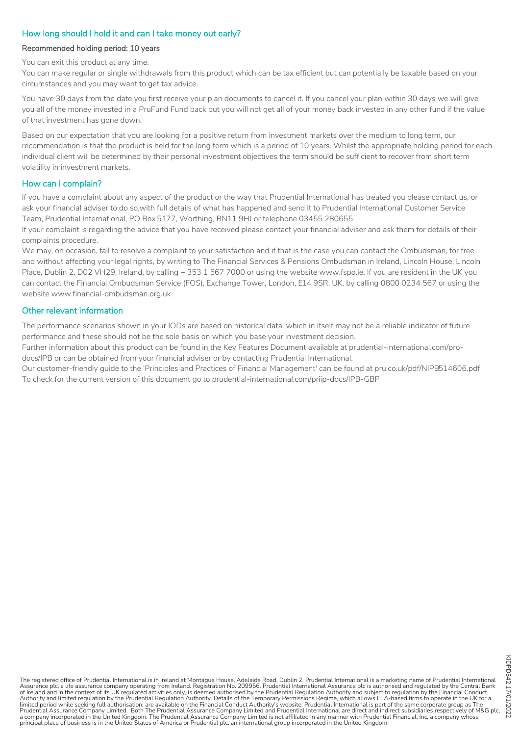## How long should I hold it and can I take money out early?

### Recommended holding period: 10 years

You can exit this product at any time.

You can make regular or single withdrawals from this product which can be tax efficient but can potentially be taxable based on your circumstances and you may want to get tax advice.

You have 30 days from the date you first receive your plan documents to cancel it. If you cancel your plan within 30 days we will give you all of the money invested in a PruFund Fund back but you will not get all of your money back invested in any other fund if the value of that investment has gone down.

Based on our expectation that you are looking for a positive return from investment markets over the medium to long term, our recommendation is that the product is held for the long term which is a period of 10 years. Whilst the appropriate holding period for each individual client will be determined by their personal investment objectives the term should be sufficient to recover from short term volatility in investment markets.

## How can I complain?

If you have a complaint about any aspect of the product or the way that Prudential International has treated you please contact us, or ask your financial adviser to do so,with full details of what has happened and send it to Prudential International Customer Service Team, Prudential International, PO Box 5177, Worthing, BN11 9HJ or telephone 03455 280655

If your complaint is regarding the advice that you have received please contact your financial adviser and ask them for details of their complaints procedure.

We may, on occasion, fail to resolve a complaint to your satisfaction and if that is the case you can contact the Ombudsman, for free and without affecting your legal rights, by writing to The Financial Services & Pensions Ombudsman in Ireland, Lincoln House, Lincoln Place, Dublin 2, D02 VH29, Ireland, by calling + 353 1 567 7000 or using the website www.fspo.ie. If you are resident in the UK you can contact the Financial Ombudsman Service (FOS), Exchange Tower, London, E14 9SR, UK, by calling 0800 0234 567 or using the website www.financial-ombudsman.org.uk

## Other relevant information

The performance scenarios shown in your IODs are based on historical data, which in itself may not be a reliable indicator of future performance and these should not be the sole basis on which you base your investment decision.

Further information about this product can be found in the Key Features Document available at prudential-international.com/pro-docs/IPB or can be obtained from your financial adviser or by contacting Prudential International.

Our customer-friendly guide to the 'Principles and Practices of Financial Management' can be found at pru.co.uk/pdf/NIPB514606.pdf

To check for the current version of this document go to prudential-international.com/priip-docs/IPB-GBP

The registered office of Prudential International is in Ireland at Montague House, Adelaide Road, Dublin 2. Prudential International is a marketing name of Prudential International Assurance plc, a life assurance company operating from Ireland. Registration No. 209956. Prudential International Assurance plc is authorised and regulated by the Central Bank of Ireland and in the context of its UK regulated activities only, is deemed authorised by the Prudential Regulation Authority and subject to regulation by the Financial Conduct Authority and limited regulation by the Prudential Regulation Authority. Details of the Temporary Permissions Regime, which allows EEA-based firms to operate in the UK for a limited period while seeking full authorisation, are available on the Financial Conduct Authority's website. Prudential International is part of the same corporate group as The Prudential Assurance Company Limited. Both The Prudential Assurance Company Limited and Prudential International are direct and indirect subsidiaries respectively of M&G plc, a company incorporated in the United Kingdom. The Prudential Assurance Company Limited is not affiliated in any manner with Prudential Financial, Inc, a company whose principal place of business is in the United States of America or Prudential plc, an international group incorporated in the United Kingdom.

KIDPD342 17/01/2022